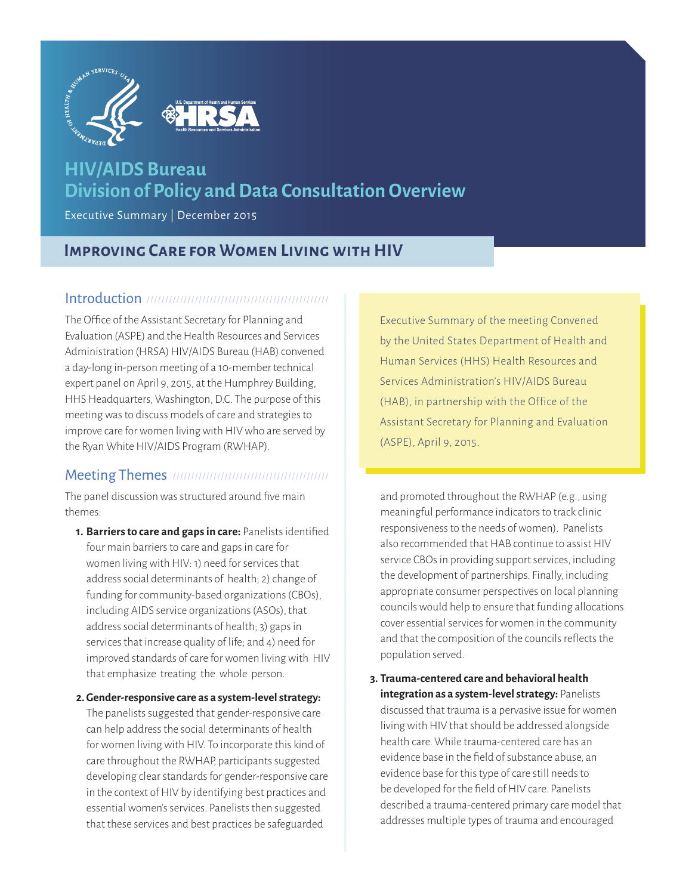# HIV/AIDS Bureau
# Division of Policy and Data Consultation Overview

Executive Summary | December 2015

## Improving Care for Women Living with HIV

### Introduction

The Office of the Assistant Secretary for Planning and Evaluation (ASPE) and the Health Resources and Services Administration (HRSA) HIV/AIDS Bureau (HAB) convened a day-long in-person meeting of a 10-member technical expert panel on April 9, 2015, at the Humphrey Building, HHS Headquarters, Washington, D.C. The purpose of this meeting was to discuss models of care and strategies to improve care for women living with HIV who are served by the Ryan White HIV/AIDS Program (RWHAP).

> Executive Summary of the meeting Convened by the United States Department of Health and Human Services (HHS) Health Resources and Services Administration's HIV/AIDS Bureau (HAB), in partnership with the Office of the Assistant Secretary for Planning and Evaluation (ASPE), April 9, 2015.

### Meeting Themes

The panel discussion was structured around five main themes:

1. **Barriers to care and gaps in care:** Panelists identified four main barriers to care and gaps in care for women living with HIV: 1) need for services that address social determinants of health; 2) change of funding for community-based organizations (CBOs), including AIDS service organizations (ASOs), that address social determinants of health; 3) gaps in services that increase quality of life; and 4) need for improved standards of care for women living with HIV that emphasize treating the whole person.

2. **Gender-responsive care as a system-level strategy:** The panelists suggested that gender-responsive care can help address the social determinants of health for women living with HIV. To incorporate this kind of care throughout the RWHAP, participants suggested developing clear standards for gender-responsive care in the context of HIV by identifying best practices and essential women's services. Panelists then suggested that these services and best practices be safeguarded and promoted throughout the RWHAP (e.g., using meaningful performance indicators to track clinic responsiveness to the needs of women). Panelists also recommended that HAB continue to assist HIV service CBOs in providing support services, including the development of partnerships. Finally, including appropriate consumer perspectives on local planning councils would help to ensure that funding allocations cover essential services for women in the community and that the composition of the councils reflects the population served.

3. **Trauma-centered care and behavioral health integration as a system-level strategy:** Panelists discussed that trauma is a pervasive issue for women living with HIV that should be addressed alongside health care. While trauma-centered care has an evidence base in the field of substance abuse, an evidence base for this type of care still needs to be developed for the field of HIV care. Panelists described a trauma-centered primary care model that addresses multiple types of trauma and encouraged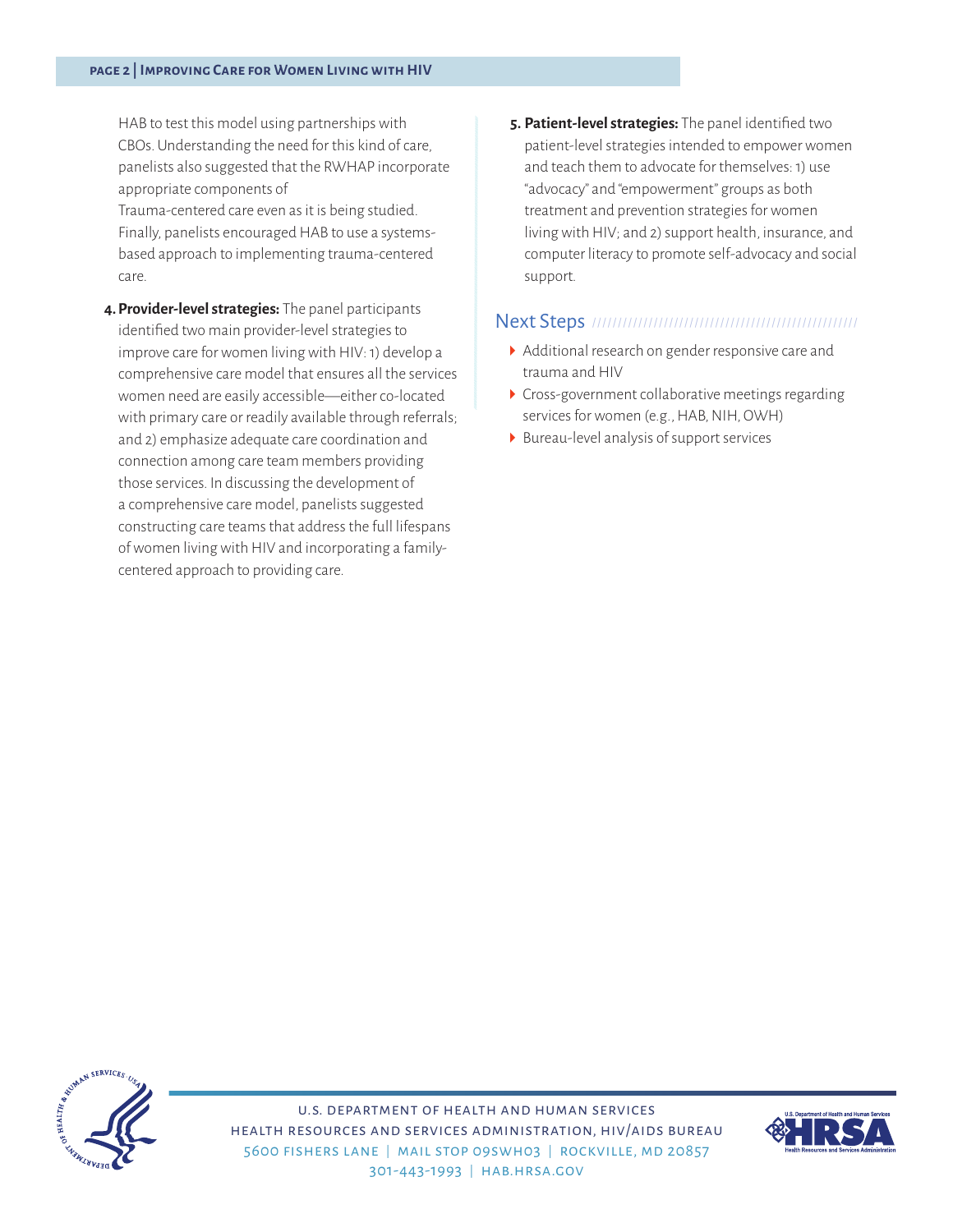HAB to test this model using partnerships with CBOs. Understanding the need for this kind of care, panelists also suggested that the RWHAP incorporate appropriate components of Trauma-centered care even as it is being studied. Finally, panelists encouraged HAB to use a systems-based approach to implementing trauma-centered care.

4. **Provider-level strategies:** The panel participants identified two main provider-level strategies to improve care for women living with HIV: 1) develop a comprehensive care model that ensures all the services women need are easily accessible—either co-located with primary care or readily available through referrals; and 2) emphasize adequate care coordination and connection among care team members providing those services. In discussing the development of a comprehensive care model, panelists suggested constructing care teams that address the full lifespans of women living with HIV and incorporating a family-centered approach to providing care.

5. **Patient-level strategies:** The panel identified two patient-level strategies intended to empower women and teach them to advocate for themselves: 1) use "advocacy" and "empowerment" groups as both treatment and prevention strategies for women living with HIV; and 2) support health, insurance, and computer literacy to promote self-advocacy and social support.

## Next Steps

- Additional research on gender responsive care and trauma and HIV
- Cross-government collaborative meetings regarding services for women (e.g., HAB, NIH, OWH)
- Bureau-level analysis of support services

U.S. Department of Health and Human Services
Health Resources and Services Administration, HIV/AIDS Bureau
5600 Fishers Lane | Mail Stop 09SWH03 | Rockville, MD 20857
301-443-1993 | hab.hrsa.gov